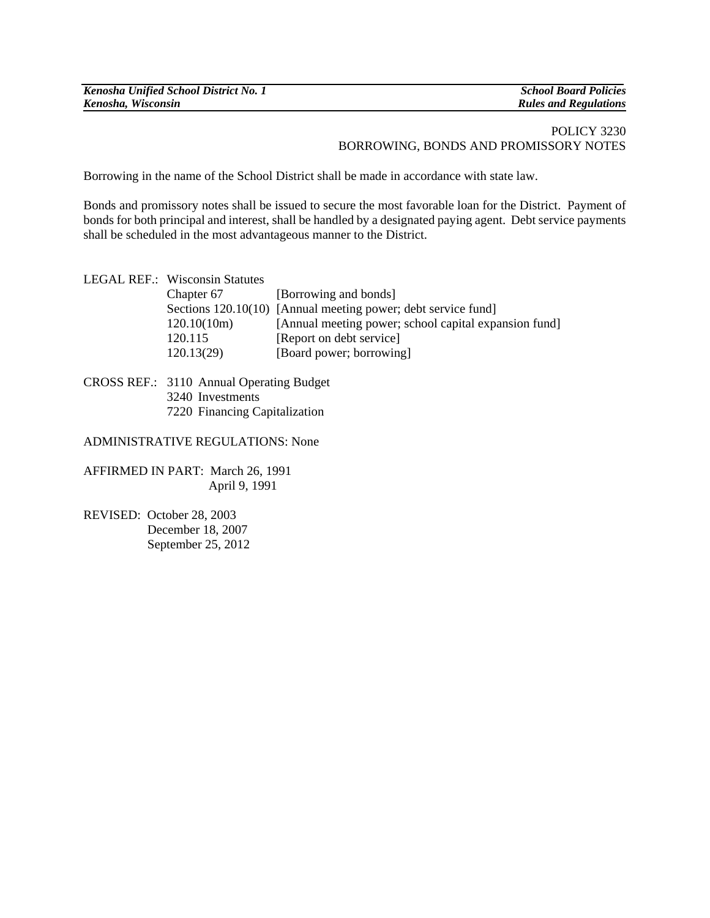POLICY 3230
BORROWING, BONDS AND PROMISSORY NOTES

Borrowing in the name of the School District shall be made in accordance with state law.

Bonds and promissory notes shall be issued to secure the most favorable loan for the District. Payment of bonds for both principal and interest, shall be handled by a designated paying agent. Debt service payments shall be scheduled in the most advantageous manner to the District.

LEGAL REF.: Wisconsin Statutes

| | |
|---|---|
| Chapter 67 | [Borrowing and bonds] |
| Sections 120.10(10) | [Annual meeting power; debt service fund] |
| 120.10(10m) | [Annual meeting power; school capital expansion fund] |
| 120.115 | [Report on debt service] |
| 120.13(29) | [Board power; borrowing] |

CROSS REF.: 3110 Annual Operating Budget
3240 Investments
7220 Financing Capitalization

ADMINISTRATIVE REGULATIONS: None

AFFIRMED IN PART: March 26, 1991
April 9, 1991

REVISED: October 28, 2003
December 18, 2007
September 25, 2012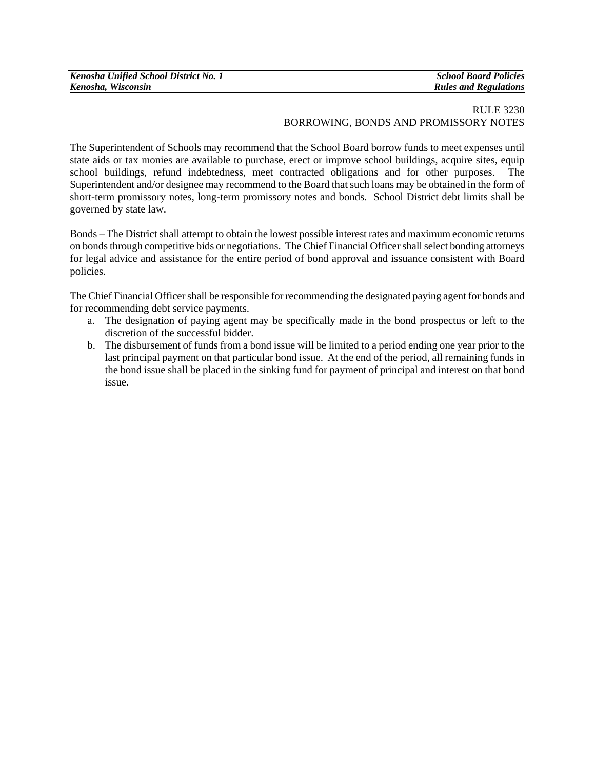RULE 3230
BORROWING, BONDS AND PROMISSORY NOTES

The Superintendent of Schools may recommend that the School Board borrow funds to meet expenses until state aids or tax monies are available to purchase, erect or improve school buildings, acquire sites, equip school buildings, refund indebtedness, meet contracted obligations and for other purposes. The Superintendent and/or designee may recommend to the Board that such loans may be obtained in the form of short-term promissory notes, long-term promissory notes and bonds. School District debt limits shall be governed by state law.

Bonds – The District shall attempt to obtain the lowest possible interest rates and maximum economic returns on bonds through competitive bids or negotiations. The Chief Financial Officer shall select bonding attorneys for legal advice and assistance for the entire period of bond approval and issuance consistent with Board policies.

The Chief Financial Officer shall be responsible for recommending the designated paying agent for bonds and for recommending debt service payments.

a. The designation of paying agent may be specifically made in the bond prospectus or left to the discretion of the successful bidder.
b. The disbursement of funds from a bond issue will be limited to a period ending one year prior to the last principal payment on that particular bond issue. At the end of the period, all remaining funds in the bond issue shall be placed in the sinking fund for payment of principal and interest on that bond issue.